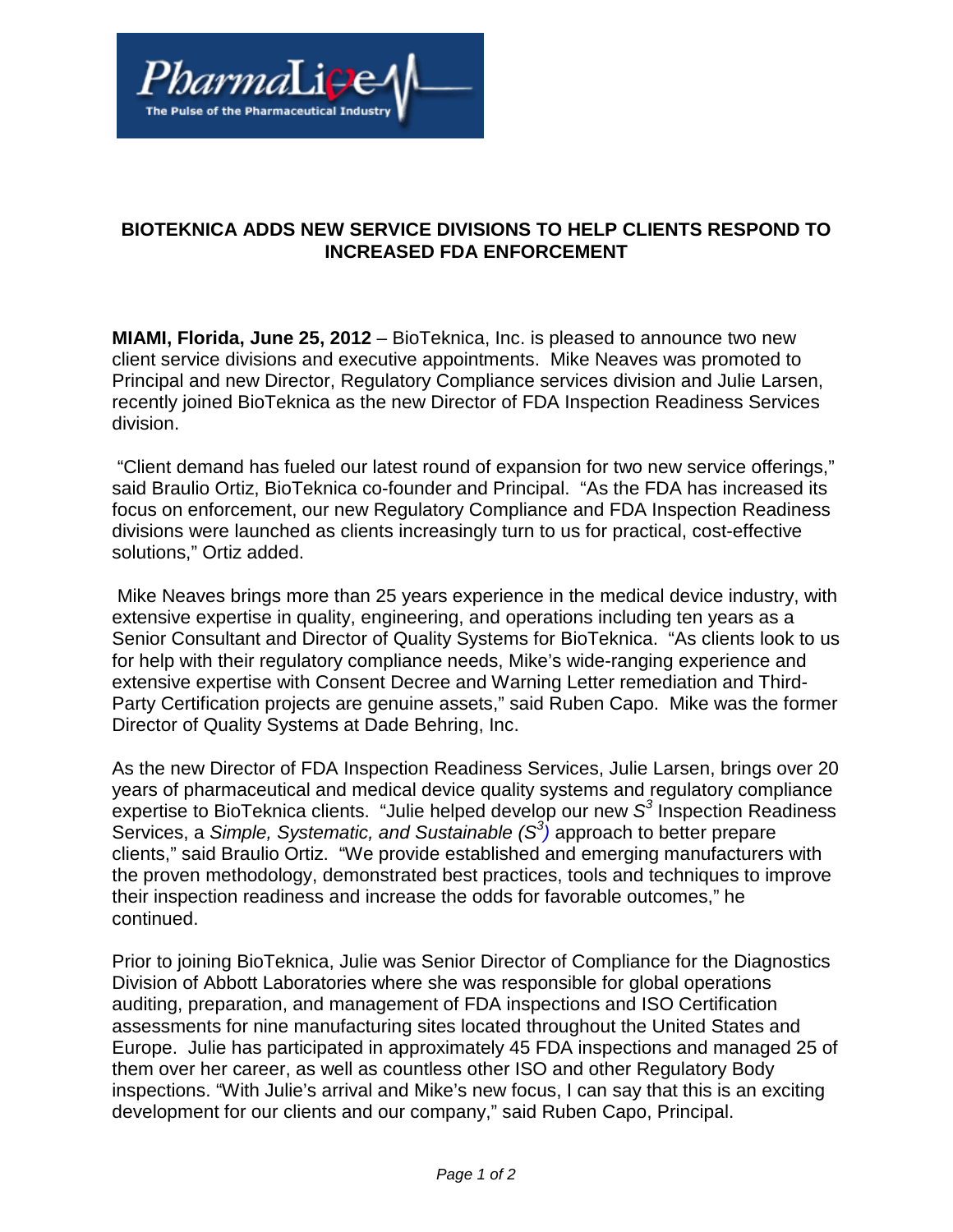PharmaLive
The Pulse of the Pharmaceutical Industry

## BIOTEKNICA ADDS NEW SERVICE DIVISIONS TO HELP CLIENTS RESPOND TO INCREASED FDA ENFORCEMENT

**MIAMI, Florida, June 25, 2012** – BioTeknica, Inc. is pleased to announce two new client service divisions and executive appointments. Mike Neaves was promoted to Principal and new Director, Regulatory Compliance services division and Julie Larsen, recently joined BioTeknica as the new Director of FDA Inspection Readiness Services division.

"Client demand has fueled our latest round of expansion for two new service offerings," said Braulio Ortiz, BioTeknica co-founder and Principal. "As the FDA has increased its focus on enforcement, our new Regulatory Compliance and FDA Inspection Readiness divisions were launched as clients increasingly turn to us for practical, cost-effective solutions," Ortiz added.

Mike Neaves brings more than 25 years experience in the medical device industry, with extensive expertise in quality, engineering, and operations including ten years as a Senior Consultant and Director of Quality Systems for BioTeknica. "As clients look to us for help with their regulatory compliance needs, Mike's wide-ranging experience and extensive expertise with Consent Decree and Warning Letter remediation and Third-Party Certification projects are genuine assets," said Ruben Capo. Mike was the former Director of Quality Systems at Dade Behring, Inc.

As the new Director of FDA Inspection Readiness Services, Julie Larsen, brings over 20 years of pharmaceutical and medical device quality systems and regulatory compliance expertise to BioTeknica clients. "Julie helped develop our new $S^3$ Inspection Readiness Services, a *Simple, Systematic, and Sustainable ($S^3$)* approach to better prepare clients," said Braulio Ortiz. "We provide established and emerging manufacturers with the proven methodology, demonstrated best practices, tools and techniques to improve their inspection readiness and increase the odds for favorable outcomes," he continued.

Prior to joining BioTeknica, Julie was Senior Director of Compliance for the Diagnostics Division of Abbott Laboratories where she was responsible for global operations auditing, preparation, and management of FDA inspections and ISO Certification assessments for nine manufacturing sites located throughout the United States and Europe. Julie has participated in approximately 45 FDA inspections and managed 25 of them over her career, as well as countless other ISO and other Regulatory Body inspections. "With Julie's arrival and Mike's new focus, I can say that this is an exciting development for our clients and our company," said Ruben Capo, Principal.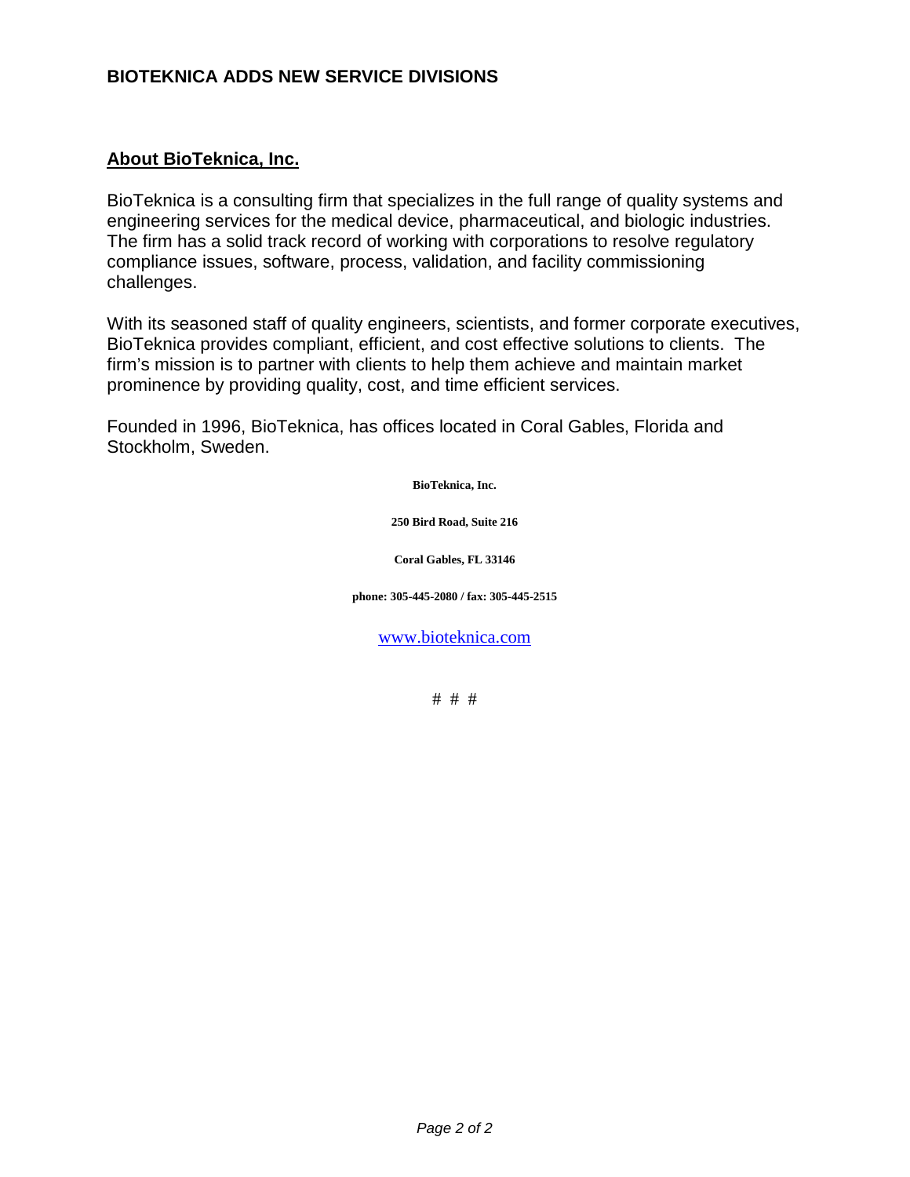## BIOTEKNICA ADDS NEW SERVICE DIVISIONS

### About BioTeknica, Inc.

BioTeknica is a consulting firm that specializes in the full range of quality systems and engineering services for the medical device, pharmaceutical, and biologic industries. The firm has a solid track record of working with corporations to resolve regulatory compliance issues, software, process, validation, and facility commissioning challenges.

With its seasoned staff of quality engineers, scientists, and former corporate executives, BioTeknica provides compliant, efficient, and cost effective solutions to clients. The firm's mission is to partner with clients to help them achieve and maintain market prominence by providing quality, cost, and time efficient services.

Founded in 1996, BioTeknica, has offices located in Coral Gables, Florida and Stockholm, Sweden.

**BioTeknica, Inc.**

**250 Bird Road, Suite 216**

**Coral Gables, FL 33146**

**phone: 305-445-2080 / fax: 305-445-2515**

www.bioteknica.com

# # #